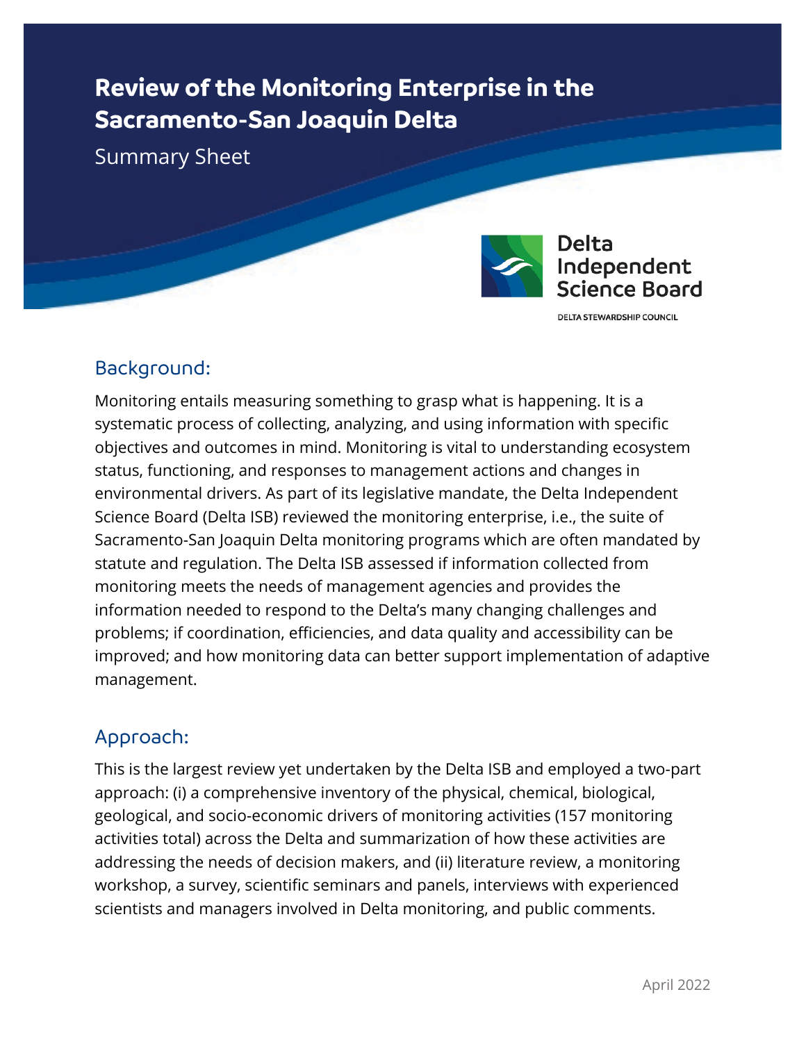# Review of the Monitoring Enterprise in the Sacramento-San Joaquin Delta

Summary Sheet

Delta Independent Science Board

DELTA STEWARDSHIP COUNCIL

## Background:

Monitoring entails measuring something to grasp what is happening. It is a systematic process of collecting, analyzing, and using information with specific objectives and outcomes in mind. Monitoring is vital to understanding ecosystem status, functioning, and responses to management actions and changes in environmental drivers. As part of its legislative mandate, the Delta Independent Science Board (Delta ISB) reviewed the monitoring enterprise, i.e., the suite of Sacramento-San Joaquin Delta monitoring programs which are often mandated by statute and regulation. The Delta ISB assessed if information collected from monitoring meets the needs of management agencies and provides the information needed to respond to the Delta's many changing challenges and problems; if coordination, efficiencies, and data quality and accessibility can be improved; and how monitoring data can better support implementation of adaptive management.

## Approach:

This is the largest review yet undertaken by the Delta ISB and employed a two-part approach: (i) a comprehensive inventory of the physical, chemical, biological, geological, and socio-economic drivers of monitoring activities (157 monitoring activities total) across the Delta and summarization of how these activities are addressing the needs of decision makers, and (ii) literature review, a monitoring workshop, a survey, scientific seminars and panels, interviews with experienced scientists and managers involved in Delta monitoring, and public comments.

April 2022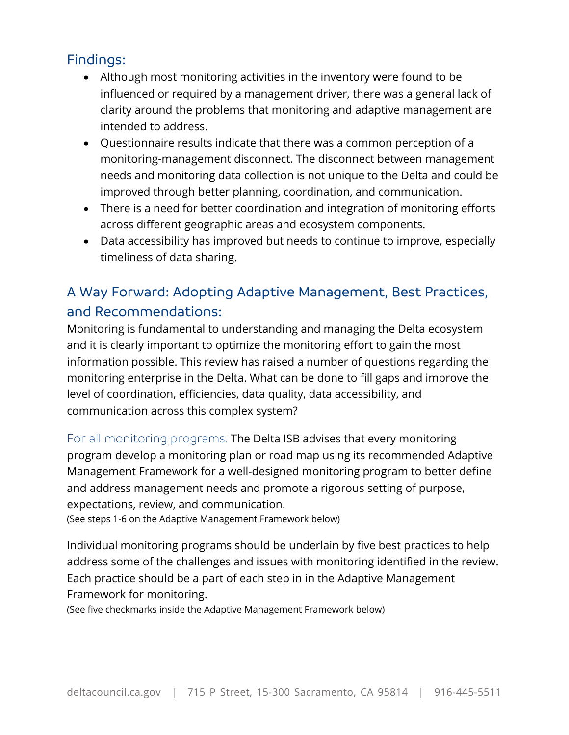## Findings:

- Although most monitoring activities in the inventory were found to be influenced or required by a management driver, there was a general lack of clarity around the problems that monitoring and adaptive management are intended to address.
- Questionnaire results indicate that there was a common perception of a monitoring-management disconnect. The disconnect between management needs and monitoring data collection is not unique to the Delta and could be improved through better planning, coordination, and communication.
- There is a need for better coordination and integration of monitoring efforts across different geographic areas and ecosystem components.
- Data accessibility has improved but needs to continue to improve, especially timeliness of data sharing.

## A Way Forward: Adopting Adaptive Management, Best Practices, and Recommendations:

Monitoring is fundamental to understanding and managing the Delta ecosystem and it is clearly important to optimize the monitoring effort to gain the most information possible. This review has raised a number of questions regarding the monitoring enterprise in the Delta. What can be done to fill gaps and improve the level of coordination, efficiencies, data quality, data accessibility, and communication across this complex system?

For all monitoring programs. The Delta ISB advises that every monitoring program develop a monitoring plan or road map using its recommended Adaptive Management Framework for a well-designed monitoring program to better define and address management needs and promote a rigorous setting of purpose, expectations, review, and communication.
(See steps 1-6 on the Adaptive Management Framework below)

Individual monitoring programs should be underlain by five best practices to help address some of the challenges and issues with monitoring identified in the review. Each practice should be a part of each step in in the Adaptive Management Framework for monitoring.
(See five checkmarks inside the Adaptive Management Framework below)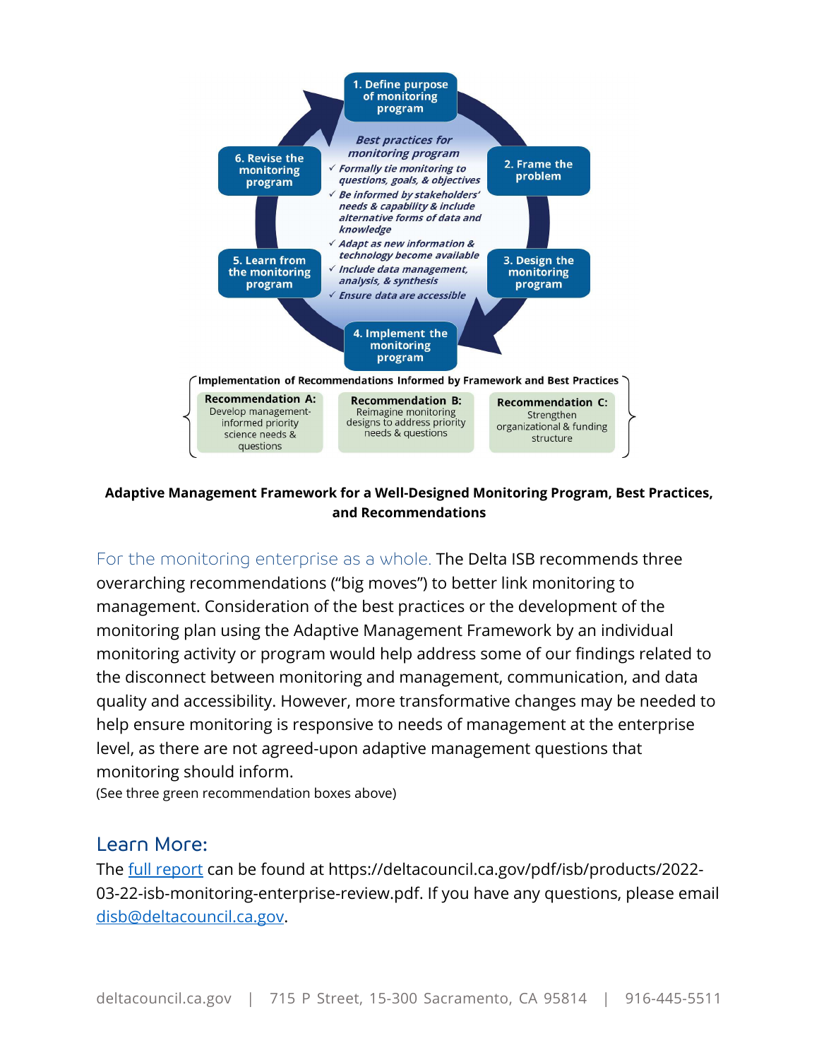1. Define purpose of monitoring program

2. Frame the problem

3. Design the monitoring program

4. Implement the monitoring program

5. Learn from the monitoring program

6. Revise the monitoring program

*Best practices for monitoring program*

- ✓ *Formally tie monitoring to questions, goals, & objectives*
- ✓ *Be informed by stakeholders' needs & capability & include alternative forms of data and knowledge*
- ✓ *Adapt as new information & technology become available*
- ✓ *Include data management, analysis, & synthesis*
- ✓ *Ensure data are accessible*

**Implementation of Recommendations Informed by Framework and Best Practices**

**Recommendation A:** Develop management-informed priority science needs & questions

**Recommendation B:** Reimagine monitoring designs to address priority needs & questions

**Recommendation C:** Strengthen organizational & funding structure

**Adaptive Management Framework for a Well-Designed Monitoring Program, Best Practices, and Recommendations**

For the monitoring enterprise as a whole. The Delta ISB recommends three overarching recommendations ("big moves") to better link monitoring to management. Consideration of the best practices or the development of the monitoring plan using the Adaptive Management Framework by an individual monitoring activity or program would help address some of our findings related to the disconnect between monitoring and management, communication, and data quality and accessibility. However, more transformative changes may be needed to help ensure monitoring is responsive to needs of management at the enterprise level, as there are not agreed-upon adaptive management questions that monitoring should inform.

(See three green recommendation boxes above)

## Learn More:

The full report can be found at https://deltacouncil.ca.gov/pdf/isb/products/2022-03-22-isb-monitoring-enterprise-review.pdf. If you have any questions, please email disb@deltacouncil.ca.gov.

deltacouncil.ca.gov | 715 P Street, 15-300 Sacramento, CA 95814 | 916-445-5511